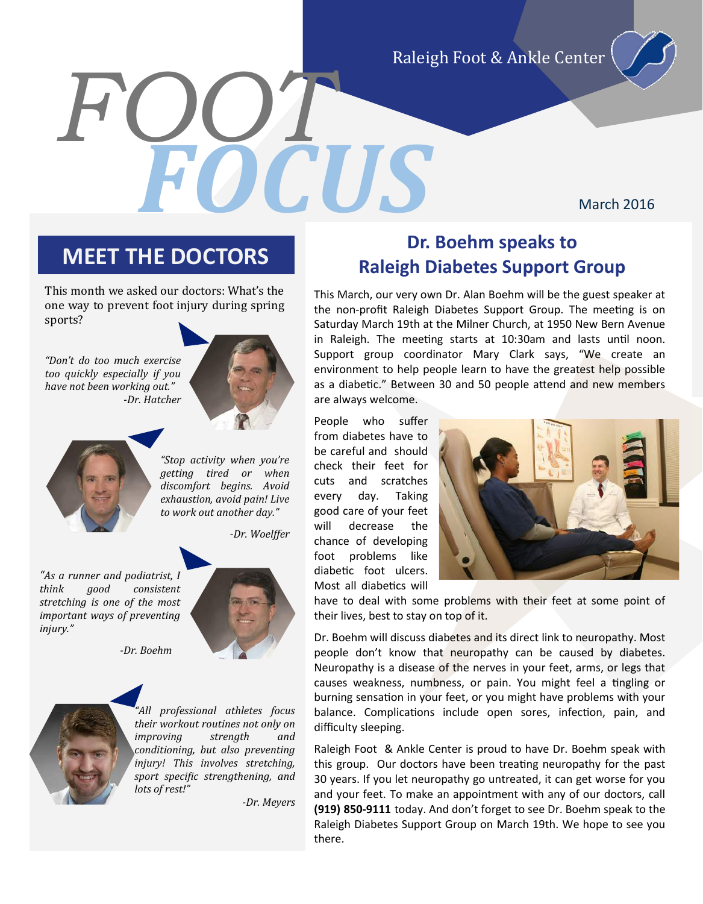Raleigh Foot & Ankle Center

# FOOT FOCUS

March 2016

## MEET THE DOCTORS

This month we asked our doctors: What's the one way to prevent foot injury during spring sports?

*"Don't do too much exercise too quickly especially if you have not been working out."*
*-Dr. Hatcher*

*"Stop activity when you're getting tired or when discomfort begins. Avoid exhaustion, avoid pain! Live to work out another day."*
*-Dr. Woelffer*

*"As a runner and podiatrist, I think good consistent stretching is one of the most important ways of preventing injury."*
*-Dr. Boehm*

*"All professional athletes focus their workout routines not only on improving strength and conditioning, but also preventing injury! This involves stretching, sport specific strengthening, and lots of rest!"*
*-Dr. Meyers*

## Dr. Boehm speaks to Raleigh Diabetes Support Group

This March, our very own Dr. Alan Boehm will be the guest speaker at the non-profit Raleigh Diabetes Support Group. The meeting is on Saturday March 19th at the Milner Church, at 1950 New Bern Avenue in Raleigh. The meeting starts at 10:30am and lasts until noon. Support group coordinator Mary Clark says, "We create an environment to help people learn to have the greatest help possible as a diabetic." Between 30 and 50 people attend and new members are always welcome.

People who suffer from diabetes have to be careful and should check their feet for cuts and scratches every day. Taking good care of your feet will decrease the chance of developing foot problems like diabetic foot ulcers. Most all diabetics will have to deal with some problems with their feet at some point of their lives, best to stay on top of it.

Dr. Boehm will discuss diabetes and its direct link to neuropathy. Most people don't know that neuropathy can be caused by diabetes. Neuropathy is a disease of the nerves in your feet, arms, or legs that causes weakness, numbness, or pain. You might feel a tingling or burning sensation in your feet, or you might have problems with your balance. Complications include open sores, infection, pain, and difficulty sleeping.

Raleigh Foot & Ankle Center is proud to have Dr. Boehm speak with this group. Our doctors have been treating neuropathy for the past 30 years. If you let neuropathy go untreated, it can get worse for you and your feet. To make an appointment with any of our doctors, call **(919) 850-9111** today. And don't forget to see Dr. Boehm speak to the Raleigh Diabetes Support Group on March 19th. We hope to see you there.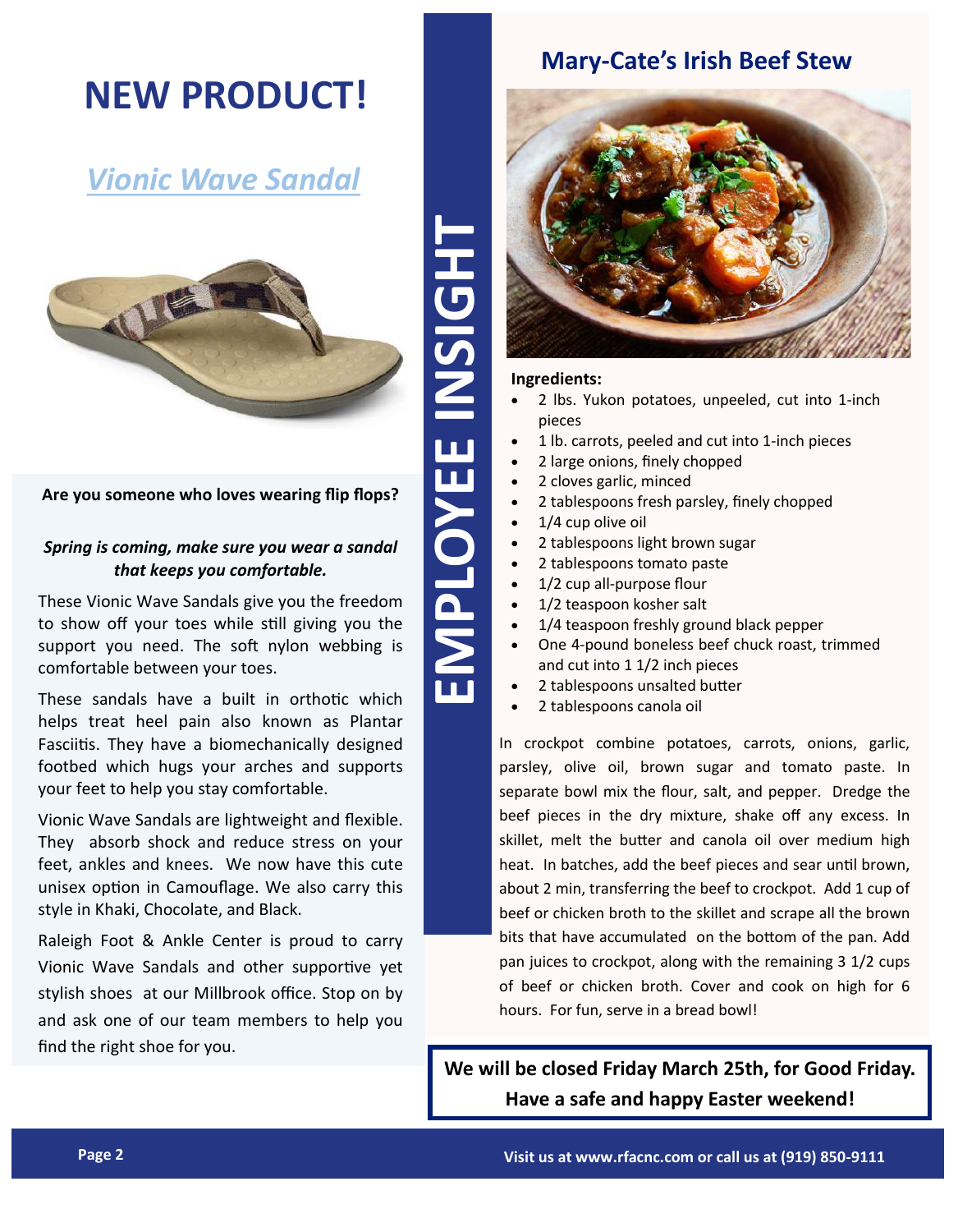# NEW PRODUCT!

## *Vionic Wave Sandal*

**Are you someone who loves wearing flip flops?**

***Spring is coming, make sure you wear a sandal that keeps you comfortable.***

These Vionic Wave Sandals give you the freedom to show off your toes while still giving you the support you need. The soft nylon webbing is comfortable between your toes.

These sandals have a built in orthotic which helps treat heel pain also known as Plantar Fasciitis. They have a biomechanically designed footbed which hugs your arches and supports your feet to help you stay comfortable.

Vionic Wave Sandals are lightweight and flexible. They absorb shock and reduce stress on your feet, ankles and knees. We now have this cute unisex option in Camouflage. We also carry this style in Khaki, Chocolate, and Black.

Raleigh Foot & Ankle Center is proud to carry Vionic Wave Sandals and other supportive yet stylish shoes at our Millbrook office. Stop on by and ask one of our team members to help you find the right shoe for you.

# EMPLOYEE INSIGHT

## Mary-Cate's Irish Beef Stew

**Ingredients:**

- 2 lbs. Yukon potatoes, unpeeled, cut into 1-inch pieces
- 1 lb. carrots, peeled and cut into 1-inch pieces
- 2 large onions, finely chopped
- 2 cloves garlic, minced
- 2 tablespoons fresh parsley, finely chopped
- 1/4 cup olive oil
- 2 tablespoons light brown sugar
- 2 tablespoons tomato paste
- 1/2 cup all-purpose flour
- 1/2 teaspoon kosher salt
- 1/4 teaspoon freshly ground black pepper
- One 4-pound boneless beef chuck roast, trimmed and cut into 1 1/2 inch pieces
- 2 tablespoons unsalted butter
- 2 tablespoons canola oil

In crockpot combine potatoes, carrots, onions, garlic, parsley, olive oil, brown sugar and tomato paste. In separate bowl mix the flour, salt, and pepper. Dredge the beef pieces in the dry mixture, shake off any excess. In skillet, melt the butter and canola oil over medium high heat. In batches, add the beef pieces and sear until brown, about 2 min, transferring the beef to crockpot. Add 1 cup of beef or chicken broth to the skillet and scrape all the brown bits that have accumulated on the bottom of the pan. Add pan juices to crockpot, along with the remaining 3 1/2 cups of beef or chicken broth. Cover and cook on high for 6 hours. For fun, serve in a bread bowl!

**We will be closed Friday March 25th, for Good Friday. Have a safe and happy Easter weekend!**

**Visit us at www.rfacnc.com or call us at (919) 850-9111**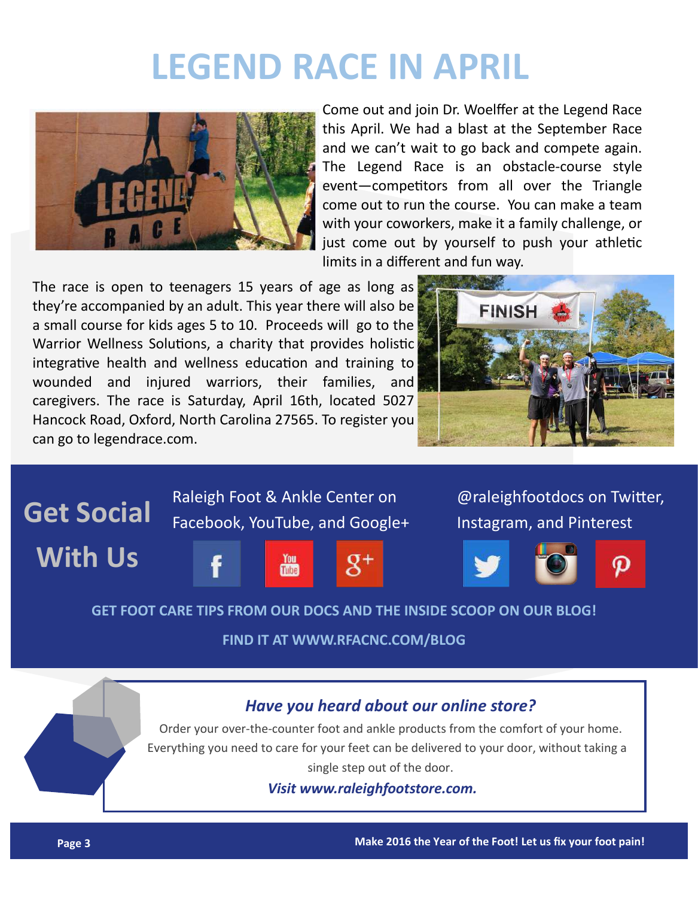# LEGEND RACE IN APRIL

Come out and join Dr. Woelffer at the Legend Race this April. We had a blast at the September Race and we can't wait to go back and compete again. The Legend Race is an obstacle-course style event—competitors from all over the Triangle come out to run the course. You can make a team with your coworkers, make it a family challenge, or just come out by yourself to push your athletic limits in a different and fun way.

The race is open to teenagers 15 years of age as long as they're accompanied by an adult. This year there will also be a small course for kids ages 5 to 10. Proceeds will go to the Warrior Wellness Solutions, a charity that provides holistic integrative health and wellness education and training to wounded and injured warriors, their families, and caregivers. The race is Saturday, April 16th, located 5027 Hancock Road, Oxford, North Carolina 27565. To register you can go to legendrace.com.

## Get Social With Us

Raleigh Foot & Ankle Center on Facebook, YouTube, and Google+

@raleighfootdocs on Twitter, Instagram, and Pinterest

**GET FOOT CARE TIPS FROM OUR DOCS AND THE INSIDE SCOOP ON OUR BLOG!**

**FIND IT AT WWW.RFACNC.COM/BLOG**

### *Have you heard about our online store?*

Order your over-the-counter foot and ankle products from the comfort of your home. Everything you need to care for your feet can be delivered to your door, without taking a single step out of the door.

***Visit www.raleighfootstore.com.***

**Make 2016 the Year of the Foot! Let us fix your foot pain!**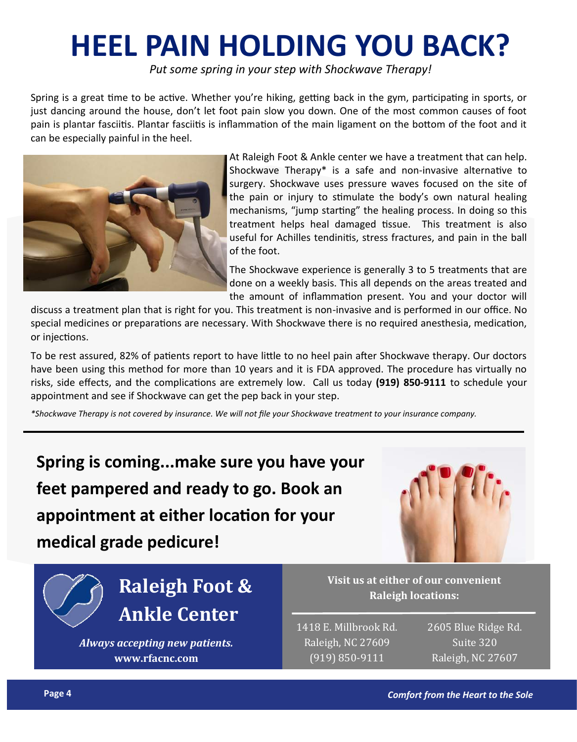# HEEL PAIN HOLDING YOU BACK?

*Put some spring in your step with Shockwave Therapy!*

Spring is a great time to be active. Whether you're hiking, getting back in the gym, participating in sports, or just dancing around the house, don't let foot pain slow you down. One of the most common causes of foot pain is plantar fasciitis. Plantar fasciitis is inflammation of the main ligament on the bottom of the foot and it can be especially painful in the heel.

At Raleigh Foot & Ankle center we have a treatment that can help. Shockwave Therapy* is a safe and non-invasive alternative to surgery. Shockwave uses pressure waves focused on the site of the pain or injury to stimulate the body's own natural healing mechanisms, "jump starting" the healing process. In doing so this treatment helps heal damaged tissue. This treatment is also useful for Achilles tendinitis, stress fractures, and pain in the ball of the foot.

The Shockwave experience is generally 3 to 5 treatments that are done on a weekly basis. This all depends on the areas treated and the amount of inflammation present. You and your doctor will discuss a treatment plan that is right for you. This treatment is non-invasive and is performed in our office. No special medicines or preparations are necessary. With Shockwave there is no required anesthesia, medication, or injections.

To be rest assured, 82% of patients report to have little to no heel pain after Shockwave therapy. Our doctors have been using this method for more than 10 years and it is FDA approved. The procedure has virtually no risks, side effects, and the complications are extremely low. Call us today **(919) 850-9111** to schedule your appointment and see if Shockwave can get the pep back in your step.

*\*Shockwave Therapy is not covered by insurance. We will not file your Shockwave treatment to your insurance company.*

---

**Spring is coming...make sure you have your feet pampered and ready to go. Book an appointment at either location for your medical grade pedicure!**

## Raleigh Foot & Ankle Center

***Always accepting new patients.***
**www.rfacnc.com**

**Visit us at either of our convenient Raleigh locations:**

1418 E. Millbrook Rd.
Raleigh, NC 27609
(919) 850-9111

2605 Blue Ridge Rd.
Suite 320
Raleigh, NC 27607

*Comfort from the Heart to the Sole*